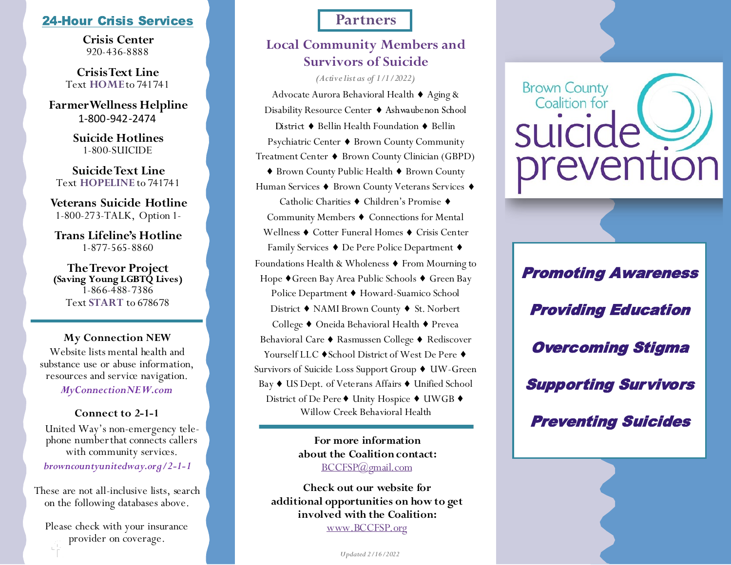## 24-Hour Crisis Services

**Crisis Center**
920-436-8888

**Crisis Text Line**
Text **HOME** to 741741

**Farmer Wellness Helpline**
1-800-942-2474

**Suicide Hotlines**
1-800-SUICIDE

**Suicide Text Line**
Text **HOPELINE** to 741741

**Veterans Suicide Hotline**
1-800-273-TALK, Option 1-

**Trans Lifeline's Hotline**
1-877-565-8860

**The Trevor Project**
**(Saving Young LGBTQ Lives)**
1-866-488-7386
Text **START** to 678678

---

**My Connection NEW**

Website lists mental health and substance use or abuse information, resources and service navigation.

*MyConnectionNEW.com*

**Connect to 2-1-1**

United Way's non-emergency telephone number that connects callers with community services.

*browncountyunitedway.org/2-1-1*

These are not all-inclusive lists, search on the following databases above.

Please check with your insurance provider on coverage.

# Partners

## Local Community Members and Survivors of Suicide

*(Active list as of 1/1/2022)*

Advocate Aurora Behavioral Health ♦ Aging & Disability Resource Center ♦ Ashwaubenon School District ♦ Bellin Health Foundation ♦ Bellin Psychiatric Center ♦ Brown County Community Treatment Center ♦ Brown County Clinician (GBPD) ♦ Brown County Public Health ♦ Brown County Human Services ♦ Brown County Veterans Services ♦ Catholic Charities ♦ Children's Promise ♦ Community Members ♦ Connections for Mental Wellness ♦ Cotter Funeral Homes ♦ Crisis Center Family Services ♦ De Pere Police Department ♦ Foundations Health & Wholeness ♦ From Mourning to Hope ♦ Green Bay Area Public Schools ♦ Green Bay Police Department ♦ Howard-Suamico School District ♦ NAMI Brown County ♦ St. Norbert College ♦ Oneida Behavioral Health ♦ Prevea Behavioral Care ♦ Rasmussen College ♦ Rediscover Yourself LLC ♦ School District of West De Pere ♦ Survivors of Suicide Loss Support Group ♦ UW-Green Bay ♦ US Dept. of Veterans Affairs ♦ Unified School District of De Pere ♦ Unity Hospice ♦ UWGB ♦ Willow Creek Behavioral Health

---

**For more information about the Coalition contact:**
BCCFSP@gmail.com

**Check out our website for additional opportunities on how to get involved with the Coalition:**
www.BCCFSP.org

*Updated 2/16/2022*

# Brown County Coalition for suicide prevention

***Promoting Awareness***

***Providing Education***

***Overcoming Stigma***

***Supporting Survivors***

***Preventing Suicides***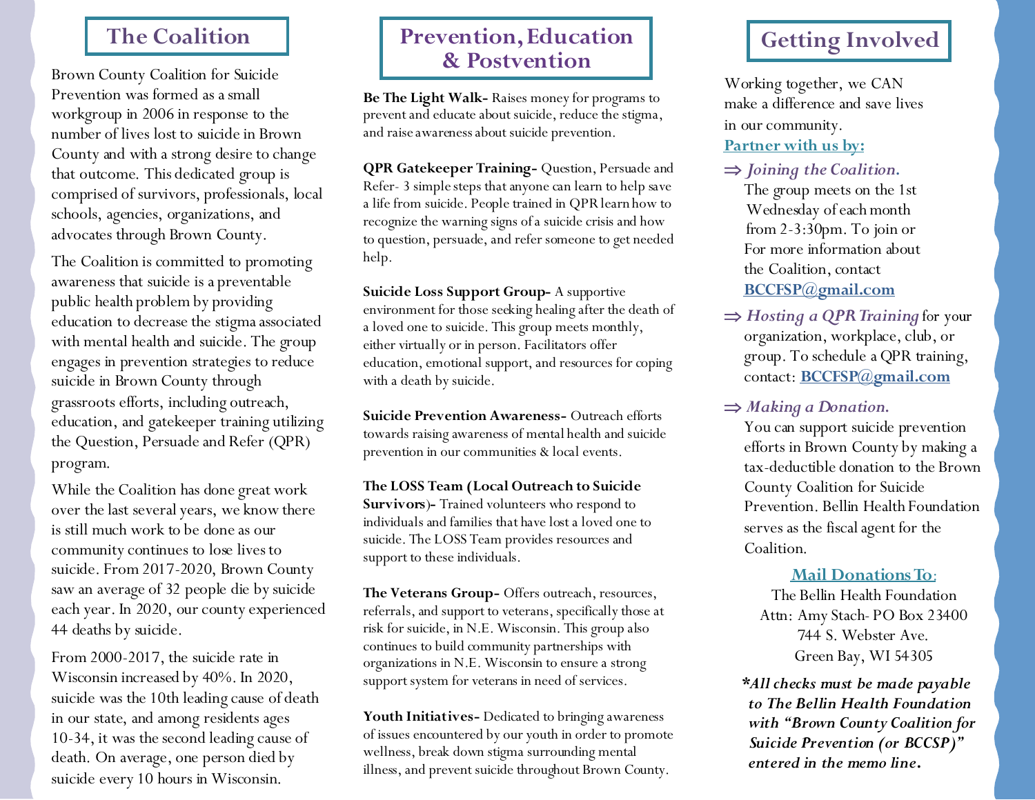## The Coalition

Brown County Coalition for Suicide Prevention was formed as a small workgroup in 2006 in response to the number of lives lost to suicide in Brown County and with a strong desire to change that outcome. This dedicated group is comprised of survivors, professionals, local schools, agencies, organizations, and advocates through Brown County.

The Coalition is committed to promoting awareness that suicide is a preventable public health problem by providing education to decrease the stigma associated with mental health and suicide. The group engages in prevention strategies to reduce suicide in Brown County through grassroots efforts, including outreach, education, and gatekeeper training utilizing the Question, Persuade and Refer (QPR) program.

While the Coalition has done great work over the last several years, we know there is still much work to be done as our community continues to lose lives to suicide. From 2017-2020, Brown County saw an average of 32 people die by suicide each year. In 2020, our county experienced 44 deaths by suicide.

From 2000-2017, the suicide rate in Wisconsin increased by 40%. In 2020, suicide was the 10th leading cause of death in our state, and among residents ages 10-34, it was the second leading cause of death. On average, one person died by suicide every 10 hours in Wisconsin.

## Prevention, Education & Postvention

**Be The Light Walk-** Raises money for programs to prevent and educate about suicide, reduce the stigma, and raise awareness about suicide prevention.

**QPR Gatekeeper Training-** Question, Persuade and Refer- 3 simple steps that anyone can learn to help save a life from suicide. People trained in QPR learn how to recognize the warning signs of a suicide crisis and how to question, persuade, and refer someone to get needed help.

**Suicide Loss Support Group-** A supportive environment for those seeking healing after the death of a loved one to suicide. This group meets monthly, either virtually or in person. Facilitators offer education, emotional support, and resources for coping with a death by suicide.

**Suicide Prevention Awareness-** Outreach efforts towards raising awareness of mental health and suicide prevention in our communities & local events.

**The LOSS Team (Local Outreach to Suicide Survivors)-** Trained volunteers who respond to individuals and families that have lost a loved one to suicide. The LOSS Team provides resources and support to these individuals.

**The Veterans Group-** Offers outreach, resources, referrals, and support to veterans, specifically those at risk for suicide, in N.E. Wisconsin. This group also continues to build community partnerships with organizations in N.E. Wisconsin to ensure a strong support system for veterans in need of services.

**Youth Initiatives-** Dedicated to bringing awareness of issues encountered by our youth in order to promote wellness, break down stigma surrounding mental illness, and prevent suicide throughout Brown County.

## Getting Involved

Working together, we CAN make a difference and save lives in our community.

**Partner with us by:**

⇒ ***Joining the Coalition.*** The group meets on the 1st Wednesday of each month from 2-3:30pm. To join or For more information about the Coalition, contact **BCCFSP@gmail.com**

⇒ ***Hosting a QPR Training*** for your organization, workplace, club, or group. To schedule a QPR training, contact: **BCCFSP@gmail.com**

⇒ ***Making a Donation.*** You can support suicide prevention efforts in Brown County by making a tax-deductible donation to the Brown County Coalition for Suicide Prevention. Bellin Health Foundation serves as the fiscal agent for the Coalition.

**Mail Donations To:**

The Bellin Health Foundation
Attn: Amy Stach- PO Box 23400
744 S. Webster Ave.
Green Bay, WI 54305

***\*All checks must be made payable to The Bellin Health Foundation with "Brown County Coalition for Suicide Prevention (or BCCSP)" entered in the memo line.***